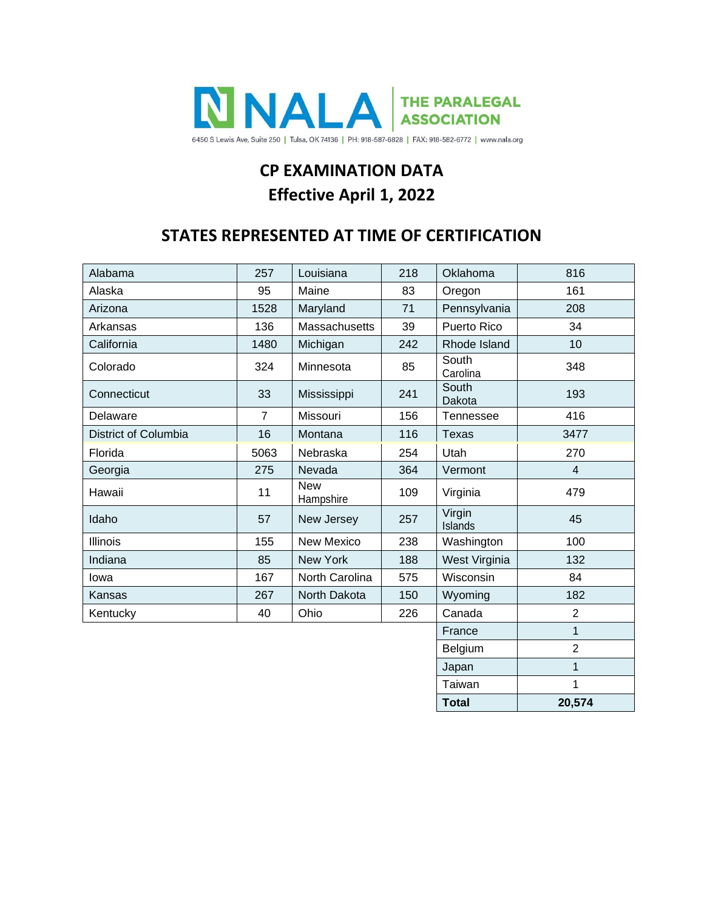NALA THE PARALEGAL ASSOCIATION

6450 S Lewis Ave, Suite 250 | Tulsa, OK 74136 | PH: 918-587-6828 | FAX: 918-582-6772 | www.nala.org

# CP EXAMINATION DATA
# Effective April 1, 2022

## STATES REPRESENTED AT TIME OF CERTIFICATION

| | | | | | |
|---|---|---|---|---|---|
| Alabama | 257 | Louisiana | 218 | Oklahoma | 816 |
| Alaska | 95 | Maine | 83 | Oregon | 161 |
| Arizona | 1528 | Maryland | 71 | Pennsylvania | 208 |
| Arkansas | 136 | Massachusetts | 39 | Puerto Rico | 34 |
| California | 1480 | Michigan | 242 | Rhode Island | 10 |
| Colorado | 324 | Minnesota | 85 | South Carolina | 348 |
| Connecticut | 33 | Mississippi | 241 | South Dakota | 193 |
| Delaware | 7 | Missouri | 156 | Tennessee | 416 |
| District of Columbia | 16 | Montana | 116 | Texas | 3477 |
| Florida | 5063 | Nebraska | 254 | Utah | 270 |
| Georgia | 275 | Nevada | 364 | Vermont | 4 |
| Hawaii | 11 | New Hampshire | 109 | Virginia | 479 |
| Idaho | 57 | New Jersey | 257 | Virgin Islands | 45 |
| Illinois | 155 | New Mexico | 238 | Washington | 100 |
| Indiana | 85 | New York | 188 | West Virginia | 132 |
| Iowa | 167 | North Carolina | 575 | Wisconsin | 84 |
| Kansas | 267 | North Dakota | 150 | Wyoming | 182 |
| Kentucky | 40 | Ohio | 226 | Canada | 2 |
| | | | | France | 1 |
| | | | | Belgium | 2 |
| | | | | Japan | 1 |
| | | | | Taiwan | 1 |
| | | | | **Total** | **20,574** |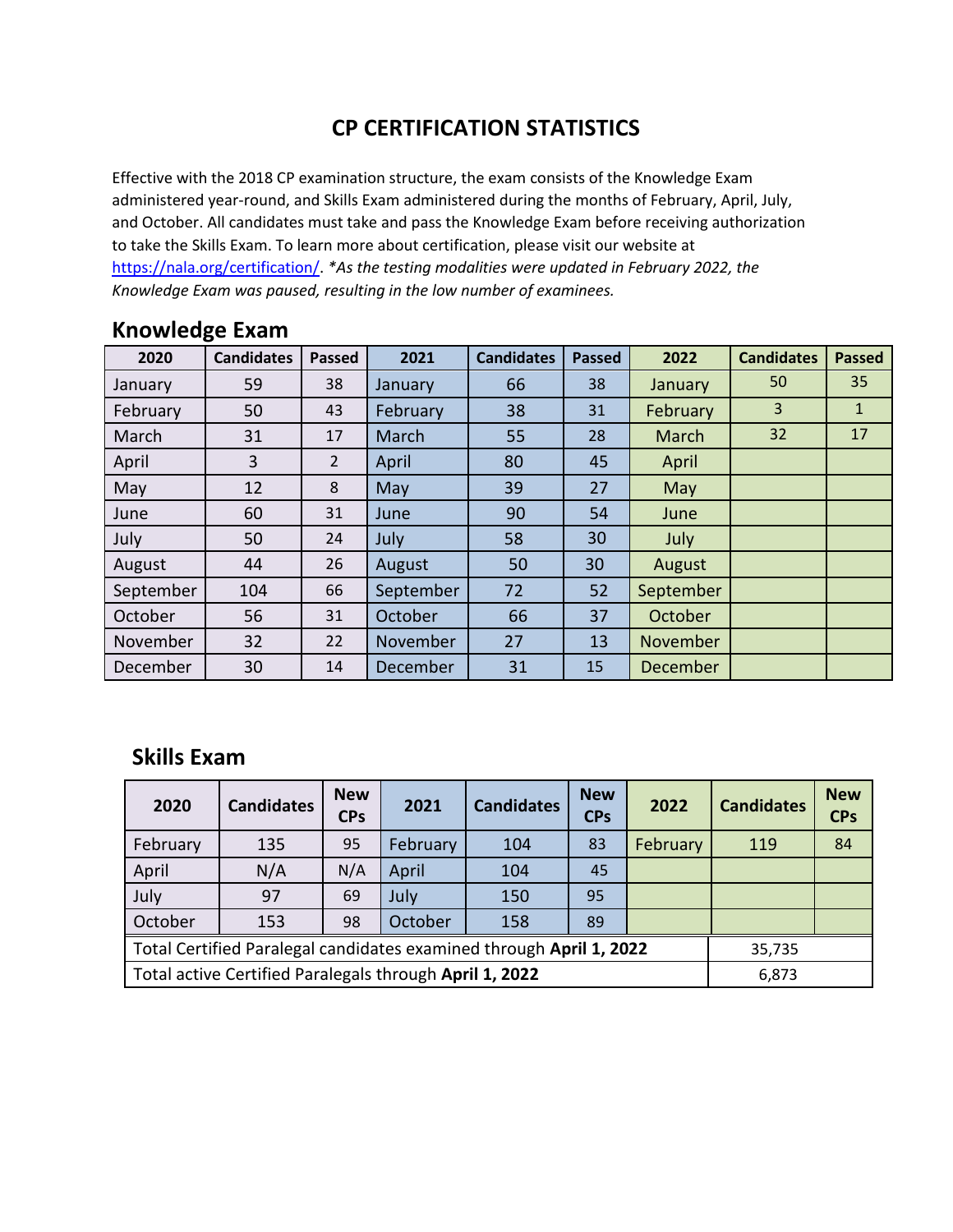# CP CERTIFICATION STATISTICS

Effective with the 2018 CP examination structure, the exam consists of the Knowledge Exam administered year-round, and Skills Exam administered during the months of February, April, July, and October. All candidates must take and pass the Knowledge Exam before receiving authorization to take the Skills Exam. To learn more about certification, please visit our website at https://nala.org/certification/. *\*As the testing modalities were updated in February 2022, the Knowledge Exam was paused, resulting in the low number of examinees.*

## Knowledge Exam

| 2020 | Candidates | Passed | 2021 | Candidates | Passed | 2022 | Candidates | Passed |
|---|---|---|---|---|---|---|---|---|
| January | 59 | 38 | January | 66 | 38 | January | 50 | 35 |
| February | 50 | 43 | February | 38 | 31 | February | 3 | 1 |
| March | 31 | 17 | March | 55 | 28 | March | 32 | 17 |
| April | 3 | 2 | April | 80 | 45 | April | | |
| May | 12 | 8 | May | 39 | 27 | May | | |
| June | 60 | 31 | June | 90 | 54 | June | | |
| July | 50 | 24 | July | 58 | 30 | July | | |
| August | 44 | 26 | August | 50 | 30 | August | | |
| September | 104 | 66 | September | 72 | 52 | September | | |
| October | 56 | 31 | October | 66 | 37 | October | | |
| November | 32 | 22 | November | 27 | 13 | November | | |
| December | 30 | 14 | December | 31 | 15 | December | | |

## Skills Exam

| 2020 | Candidates | New CPs | 2021 | Candidates | New CPs | 2022 | Candidates | New CPs |
|---|---|---|---|---|---|---|---|---|
| February | 135 | 95 | February | 104 | 83 | February | 119 | 84 |
| April | N/A | N/A | April | 104 | 45 | | | |
| July | 97 | 69 | July | 150 | 95 | | | |
| October | 153 | 98 | October | 158 | 89 | | | |
| Total Certified Paralegal candidates examined through **April 1, 2022** | | | | | | | 35,735 | |
| Total active Certified Paralegals through **April 1, 2022** | | | | | | | 6,873 | |